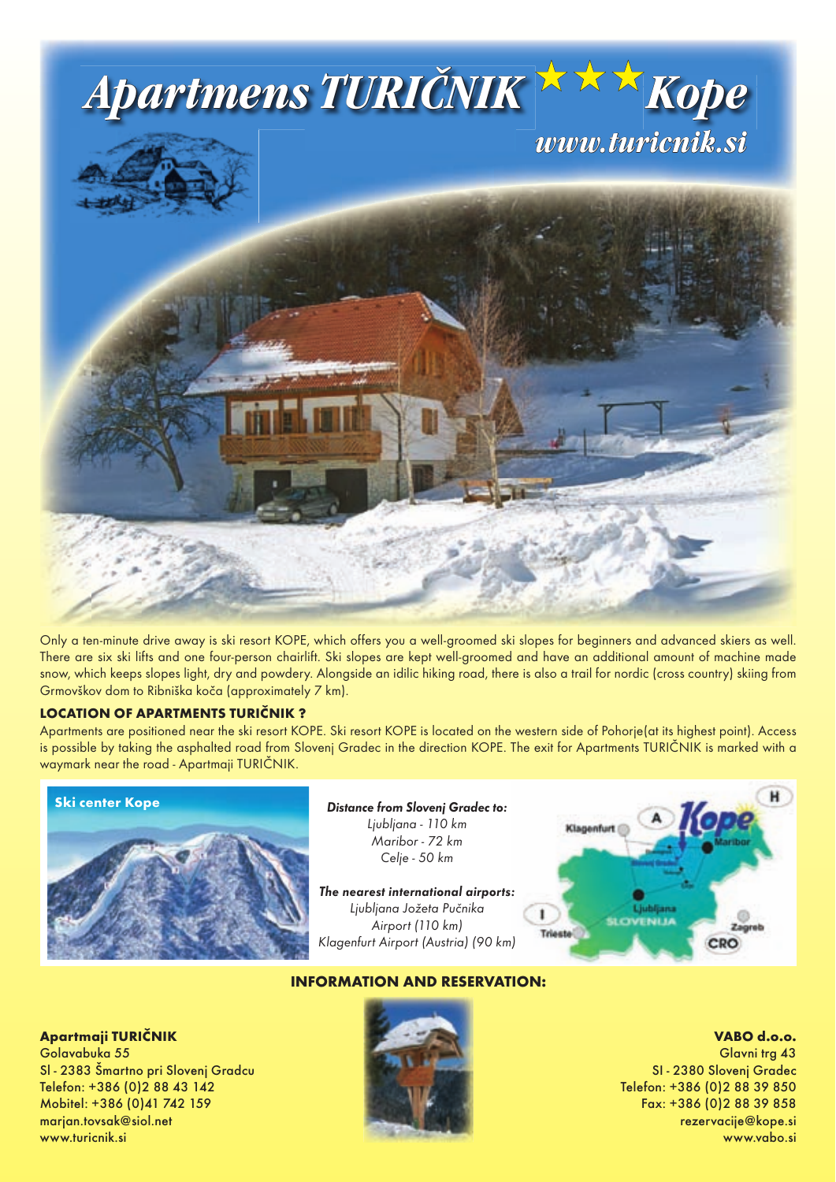# Apartmens TURIČNIK ★★★ Kope

www.turicnik.si

Only a ten-minute drive away is ski resort KOPE, which offers you a well-groomed ski slopes for beginners and advanced skiers as well. There are six ski lifts and one four-person chairlift. Ski slopes are kept well-groomed and have an additional amount of machine made snow, which keeps slopes light, dry and powdery. Alongside an idilic hiking road, there is also a trail for nordic (cross country) skiing from Grmovškov dom to Ribniška koča (approximately 7 km).

**LOCATION OF APARTMENTS TURIČNIK ?**

Apartments are positioned near the ski resort KOPE. Ski resort KOPE is located on the western side of Pohorje(at its highest point). Access is possible by taking the asphalted road from Slovenj Gradec in the direction KOPE. The exit for Apartments TURIČNIK is marked with a waymark near the road - Apartmaji TURIČNIK.

**Ski center Kope**

***Distance from Slovenj Gradec to:***

*Ljubljana - 110 km*
*Maribor - 72 km*
*Celje - 50 km*

***The nearest international airports:***

*Ljubljana Jožeta Pučnika Airport (110 km)*
*Klagenfurt Airport (Austria) (90 km)*

**INFORMATION AND RESERVATION:**

**Apartmaji TURIČNIK**
Golavabuka 55
SI - 2383 Šmartno pri Slovenj Gradcu
Telefon: +386 (0)2 88 43 142
Mobitel: +386 (0)41 742 159
marjan.tovsak@siol.net
www.turicnik.si

**VABO d.o.o.**
Glavni trg 43
SI - 2380 Slovenj Gradec
Telefon: +386 (0)2 88 39 850
Fax: +386 (0)2 88 39 858
rezervacije@kope.si
www.vabo.si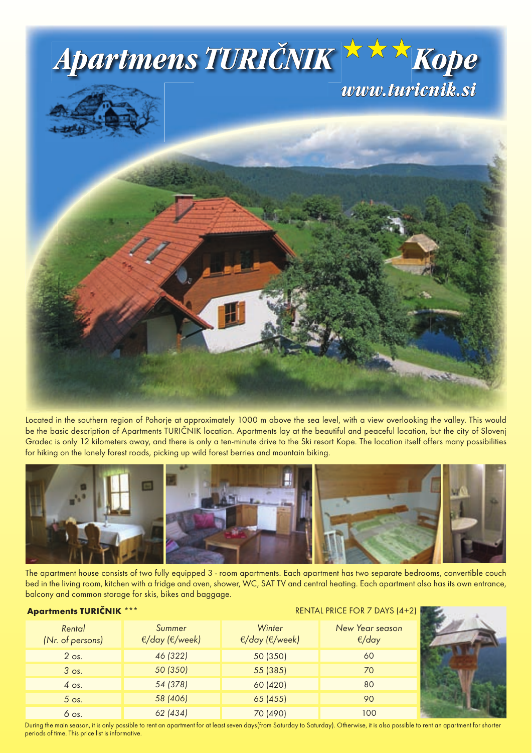# Apartmens TURIČNIK ★★★ Kope

www.turicnik.si

Located in the southern region of Pohorje at approximately 1000 m above the sea level, with a view overlooking the valley. This would be the basic description of Apartments TURIČNIK location. Apartments lay at the beautiful and peaceful location, but the city of Slovenj Gradec is only 12 kilometers away, and there is only a ten-minute drive to the Ski resort Kope. The location itself offers many possibilities for hiking on the lonely forest roads, picking up wild forest berries and mountain biking.

The apartment house consists of two fully equipped 3 - room apartments. Each apartment has two separate bedrooms, convertible couch bed in the living room, kitchen with a fridge and oven, shower, WC, SAT TV and central heating. Each apartment also has its own entrance, balcony and common storage for skis, bikes and baggage.

**Apartments TURIČNIK** \*\*\* RENTAL PRICE FOR 7 DAYS (4+2)

| *Rental (Nr. of persons)* | *Summer €/day (€/week)* | *Winter €/day (€/week)* | *New Year season €/day* |
|---|---|---|---|
| 2 os. | 46 (322) | 50 (350) | 60 |
| 3 os. | 50 (350) | 55 (385) | 70 |
| 4 os. | 54 (378) | 60 (420) | 80 |
| 5 os. | 58 (406) | 65 (455) | 90 |
| 6 os. | 62 (434) | 70 (490) | 100 |

During the main season, it is only possible to rent an apartment for at least seven days(from Saturday to Saturday). Otherwise, it is also possible to rent an apartment for shorter periods of time. This price list is informative.